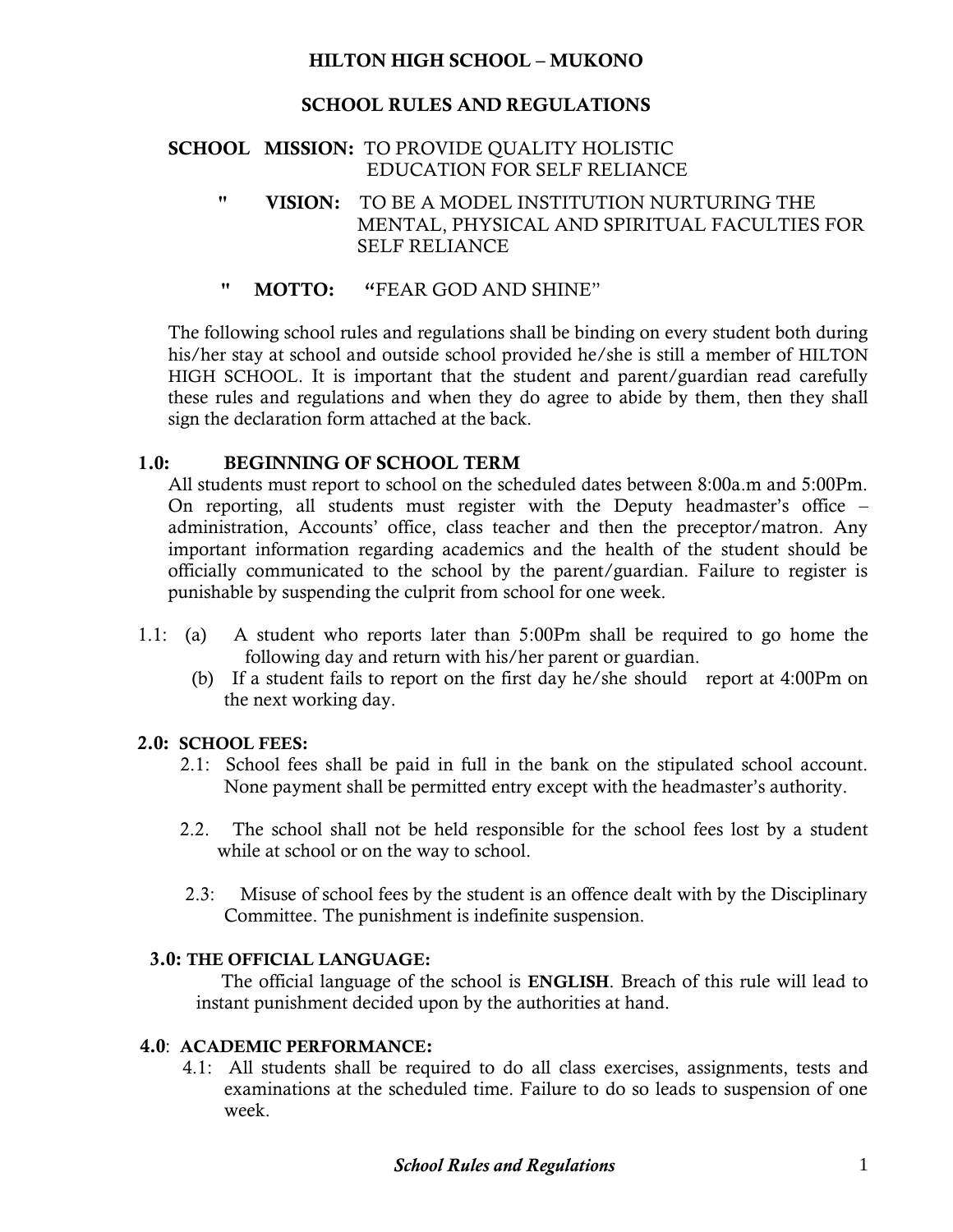# HILTON HIGH SCHOOL – MUKONO

## SCHOOL RULES AND REGULATIONS

**SCHOOL MISSION:** TO PROVIDE QUALITY HOLISTIC EDUCATION FOR SELF RELIANCE

**" VISION:** TO BE A MODEL INSTITUTION NURTURING THE MENTAL, PHYSICAL AND SPIRITUAL FACULTIES FOR SELF RELIANCE

**" MOTTO:** **"**FEAR GOD AND SHINE"

The following school rules and regulations shall be binding on every student both during his/her stay at school and outside school provided he/she is still a member of HILTON HIGH SCHOOL. It is important that the student and parent/guardian read carefully these rules and regulations and when they do agree to abide by them, then they shall sign the declaration form attached at the back.

### 1.0: BEGINNING OF SCHOOL TERM

All students must report to school on the scheduled dates between 8:00a.m and 5:00Pm. On reporting, all students must register with the Deputy headmaster's office – administration, Accounts' office, class teacher and then the preceptor/matron. Any important information regarding academics and the health of the student should be officially communicated to the school by the parent/guardian. Failure to register is punishable by suspending the culprit from school for one week.

1.1: (a) A student who reports later than 5:00Pm shall be required to go home the following day and return with his/her parent or guardian.

(b) If a student fails to report on the first day he/she should report at 4:00Pm on the next working day.

### 2.0: SCHOOL FEES:

2.1: School fees shall be paid in full in the bank on the stipulated school account. None payment shall be permitted entry except with the headmaster's authority.

2.2. The school shall not be held responsible for the school fees lost by a student while at school or on the way to school.

2.3: Misuse of school fees by the student is an offence dealt with by the Disciplinary Committee. The punishment is indefinite suspension.

### 3.0: THE OFFICIAL LANGUAGE:

The official language of the school is **ENGLISH**. Breach of this rule will lead to instant punishment decided upon by the authorities at hand.

### 4.0: ACADEMIC PERFORMANCE:

4.1: All students shall be required to do all class exercises, assignments, tests and examinations at the scheduled time. Failure to do so leads to suspension of one week.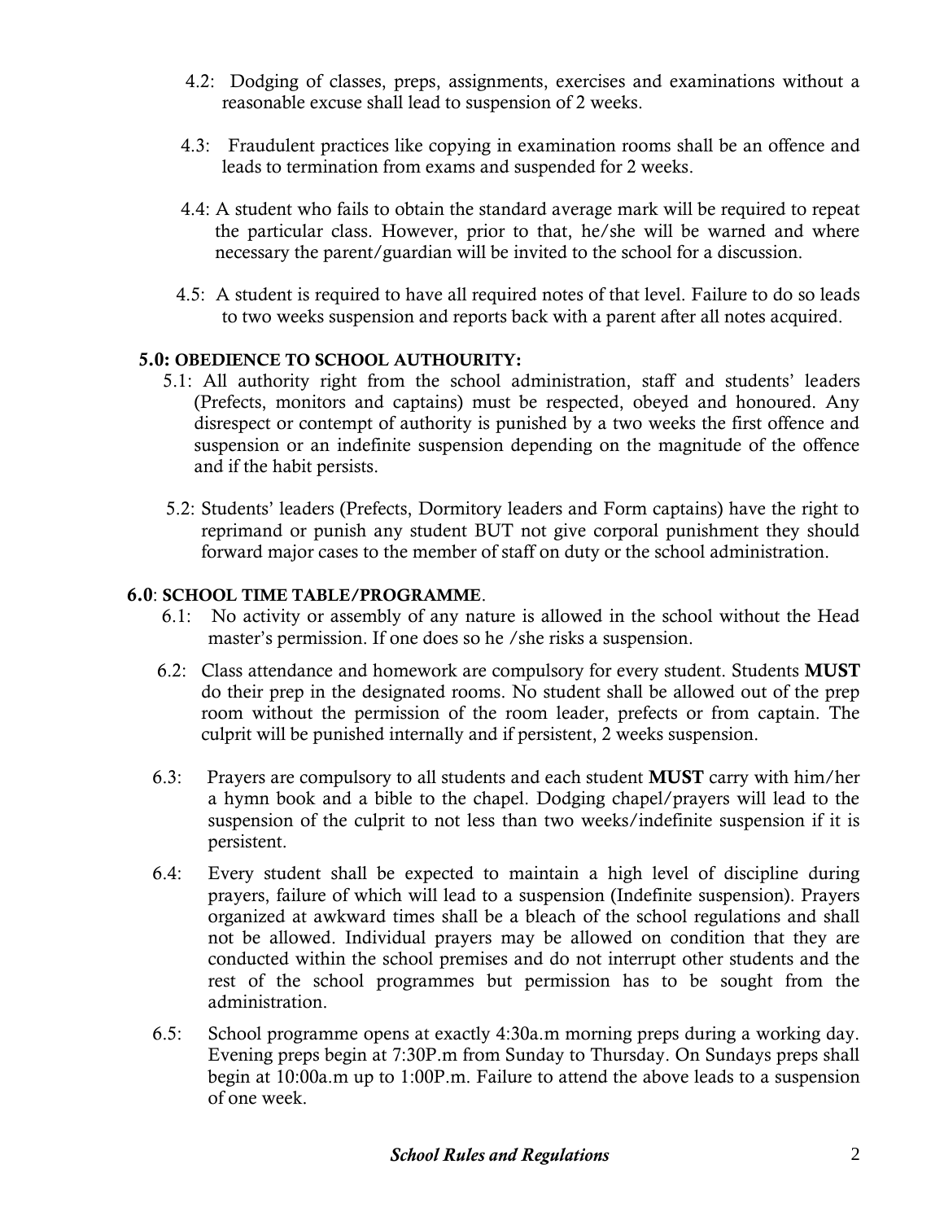4.2: Dodging of classes, preps, assignments, exercises and examinations without a reasonable excuse shall lead to suspension of 2 weeks.

4.3: Fraudulent practices like copying in examination rooms shall be an offence and leads to termination from exams and suspended for 2 weeks.

4.4: A student who fails to obtain the standard average mark will be required to repeat the particular class. However, prior to that, he/she will be warned and where necessary the parent/guardian will be invited to the school for a discussion.

4.5: A student is required to have all required notes of that level. Failure to do so leads to two weeks suspension and reports back with a parent after all notes acquired.

**5.0: OBEDIENCE TO SCHOOL AUTHOURITY:**

5.1: All authority right from the school administration, staff and students' leaders (Prefects, monitors and captains) must be respected, obeyed and honoured. Any disrespect or contempt of authority is punished by a two weeks the first offence and suspension or an indefinite suspension depending on the magnitude of the offence and if the habit persists.

5.2: Students' leaders (Prefects, Dormitory leaders and Form captains) have the right to reprimand or punish any student BUT not give corporal punishment they should forward major cases to the member of staff on duty or the school administration.

**6.0**: **SCHOOL TIME TABLE/PROGRAMME**.

6.1: No activity or assembly of any nature is allowed in the school without the Head master's permission. If one does so he /she risks a suspension.

6.2: Class attendance and homework are compulsory for every student. Students **MUST** do their prep in the designated rooms. No student shall be allowed out of the prep room without the permission of the room leader, prefects or from captain. The culprit will be punished internally and if persistent, 2 weeks suspension.

6.3: Prayers are compulsory to all students and each student **MUST** carry with him/her a hymn book and a bible to the chapel. Dodging chapel/prayers will lead to the suspension of the culprit to not less than two weeks/indefinite suspension if it is persistent.

6.4: Every student shall be expected to maintain a high level of discipline during prayers, failure of which will lead to a suspension (Indefinite suspension). Prayers organized at awkward times shall be a bleach of the school regulations and shall not be allowed. Individual prayers may be allowed on condition that they are conducted within the school premises and do not interrupt other students and the rest of the school programmes but permission has to be sought from the administration.

6.5: School programme opens at exactly 4:30a.m morning preps during a working day. Evening preps begin at 7:30P.m from Sunday to Thursday. On Sundays preps shall begin at 10:00a.m up to 1:00P.m. Failure to attend the above leads to a suspension of one week.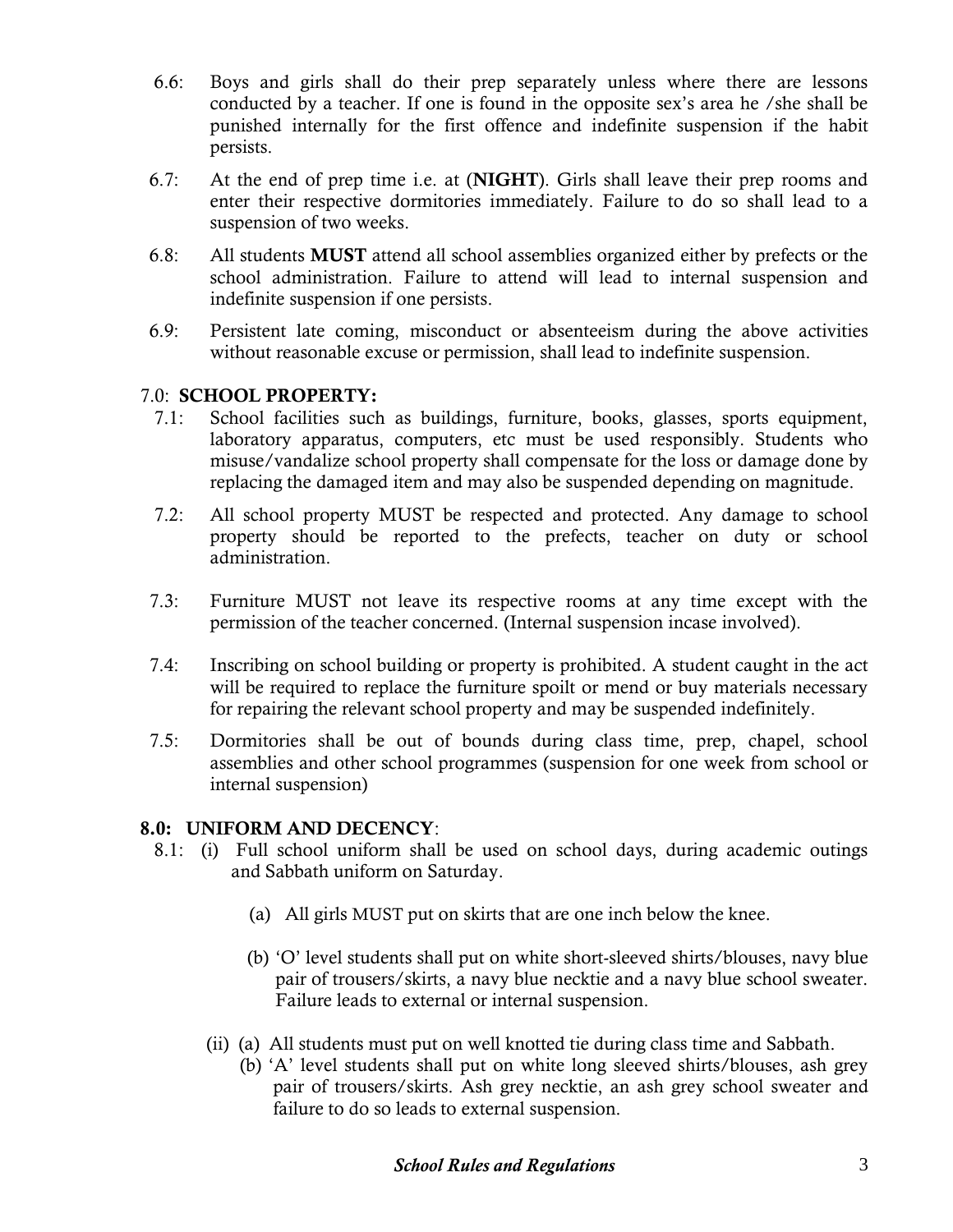6.6: Boys and girls shall do their prep separately unless where there are lessons conducted by a teacher. If one is found in the opposite sex's area he /she shall be punished internally for the first offence and indefinite suspension if the habit persists.

6.7: At the end of prep time i.e. at (**NIGHT**). Girls shall leave their prep rooms and enter their respective dormitories immediately. Failure to do so shall lead to a suspension of two weeks.

6.8: All students **MUST** attend all school assemblies organized either by prefects or the school administration. Failure to attend will lead to internal suspension and indefinite suspension if one persists.

6.9: Persistent late coming, misconduct or absenteeism during the above activities without reasonable excuse or permission, shall lead to indefinite suspension.

## 7.0: SCHOOL PROPERTY:

7.1: School facilities such as buildings, furniture, books, glasses, sports equipment, laboratory apparatus, computers, etc must be used responsibly. Students who misuse/vandalize school property shall compensate for the loss or damage done by replacing the damaged item and may also be suspended depending on magnitude.

7.2: All school property MUST be respected and protected. Any damage to school property should be reported to the prefects, teacher on duty or school administration.

7.3: Furniture MUST not leave its respective rooms at any time except with the permission of the teacher concerned. (Internal suspension incase involved).

7.4: Inscribing on school building or property is prohibited. A student caught in the act will be required to replace the furniture spoilt or mend or buy materials necessary for repairing the relevant school property and may be suspended indefinitely.

7.5: Dormitories shall be out of bounds during class time, prep, chapel, school assemblies and other school programmes (suspension for one week from school or internal suspension)

## 8.0: UNIFORM AND DECENCY:

8.1: (i) Full school uniform shall be used on school days, during academic outings and Sabbath uniform on Saturday.

(a) All girls MUST put on skirts that are one inch below the knee.

(b) 'O' level students shall put on white short-sleeved shirts/blouses, navy blue pair of trousers/skirts, a navy blue necktie and a navy blue school sweater. Failure leads to external or internal suspension.

(ii) (a) All students must put on well knotted tie during class time and Sabbath.

(b) 'A' level students shall put on white long sleeved shirts/blouses, ash grey pair of trousers/skirts. Ash grey necktie, an ash grey school sweater and failure to do so leads to external suspension.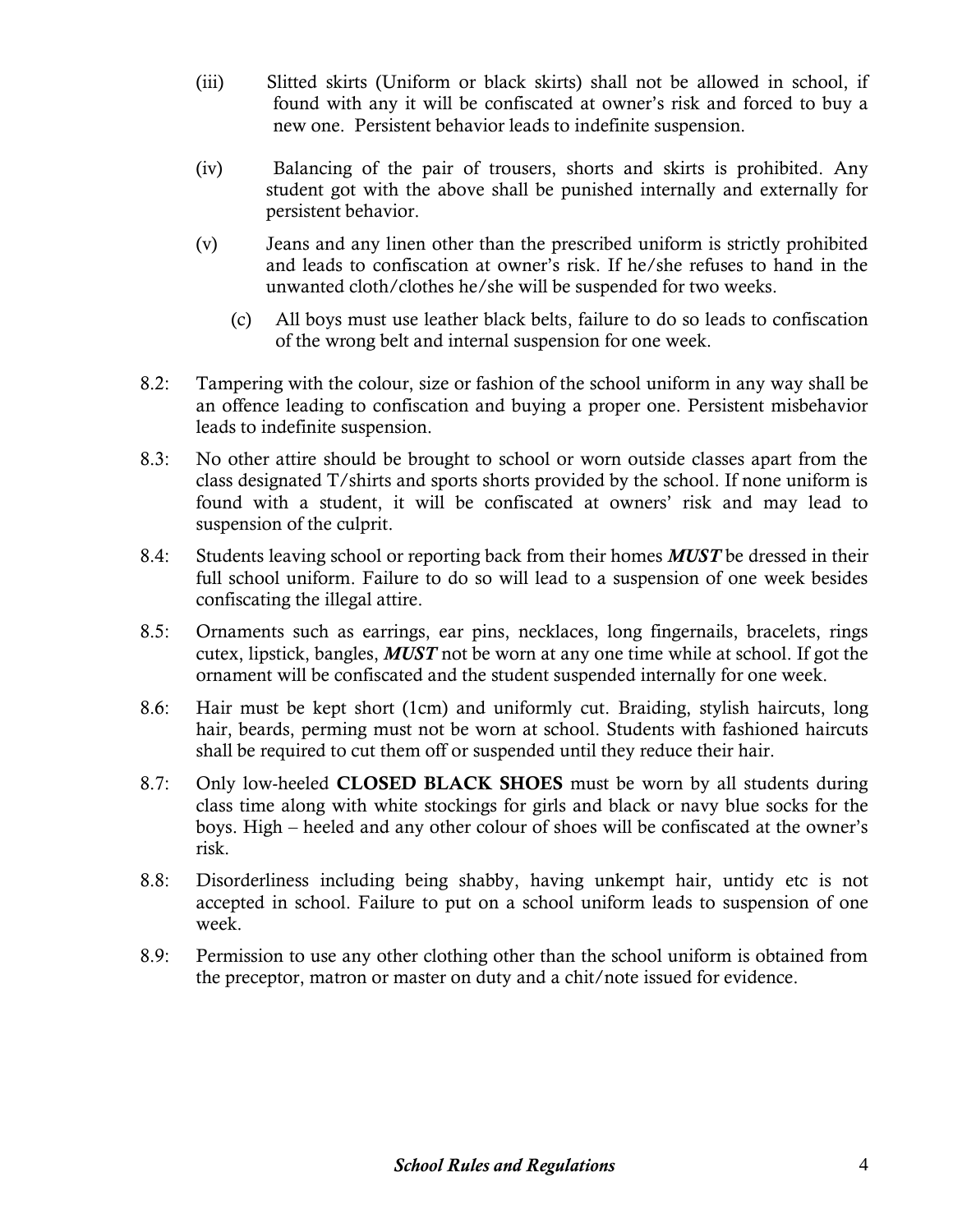(iii) Slitted skirts (Uniform or black skirts) shall not be allowed in school, if found with any it will be confiscated at owner's risk and forced to buy a new one. Persistent behavior leads to indefinite suspension.

(iv) Balancing of the pair of trousers, shorts and skirts is prohibited. Any student got with the above shall be punished internally and externally for persistent behavior.

(v) Jeans and any linen other than the prescribed uniform is strictly prohibited and leads to confiscation at owner's risk. If he/she refuses to hand in the unwanted cloth/clothes he/she will be suspended for two weeks.

(c) All boys must use leather black belts, failure to do so leads to confiscation of the wrong belt and internal suspension for one week.

8.2: Tampering with the colour, size or fashion of the school uniform in any way shall be an offence leading to confiscation and buying a proper one. Persistent misbehavior leads to indefinite suspension.

8.3: No other attire should be brought to school or worn outside classes apart from the class designated T/shirts and sports shorts provided by the school. If none uniform is found with a student, it will be confiscated at owners' risk and may lead to suspension of the culprit.

8.4: Students leaving school or reporting back from their homes ***MUST*** be dressed in their full school uniform. Failure to do so will lead to a suspension of one week besides confiscating the illegal attire.

8.5: Ornaments such as earrings, ear pins, necklaces, long fingernails, bracelets, rings cutex, lipstick, bangles, ***MUST*** not be worn at any one time while at school. If got the ornament will be confiscated and the student suspended internally for one week.

8.6: Hair must be kept short (1cm) and uniformly cut. Braiding, stylish haircuts, long hair, beards, perming must not be worn at school. Students with fashioned haircuts shall be required to cut them off or suspended until they reduce their hair.

8.7: Only low-heeled **CLOSED BLACK SHOES** must be worn by all students during class time along with white stockings for girls and black or navy blue socks for the boys. High – heeled and any other colour of shoes will be confiscated at the owner's risk.

8.8: Disorderliness including being shabby, having unkempt hair, untidy etc is not accepted in school. Failure to put on a school uniform leads to suspension of one week.

8.9: Permission to use any other clothing other than the school uniform is obtained from the preceptor, matron or master on duty and a chit/note issued for evidence.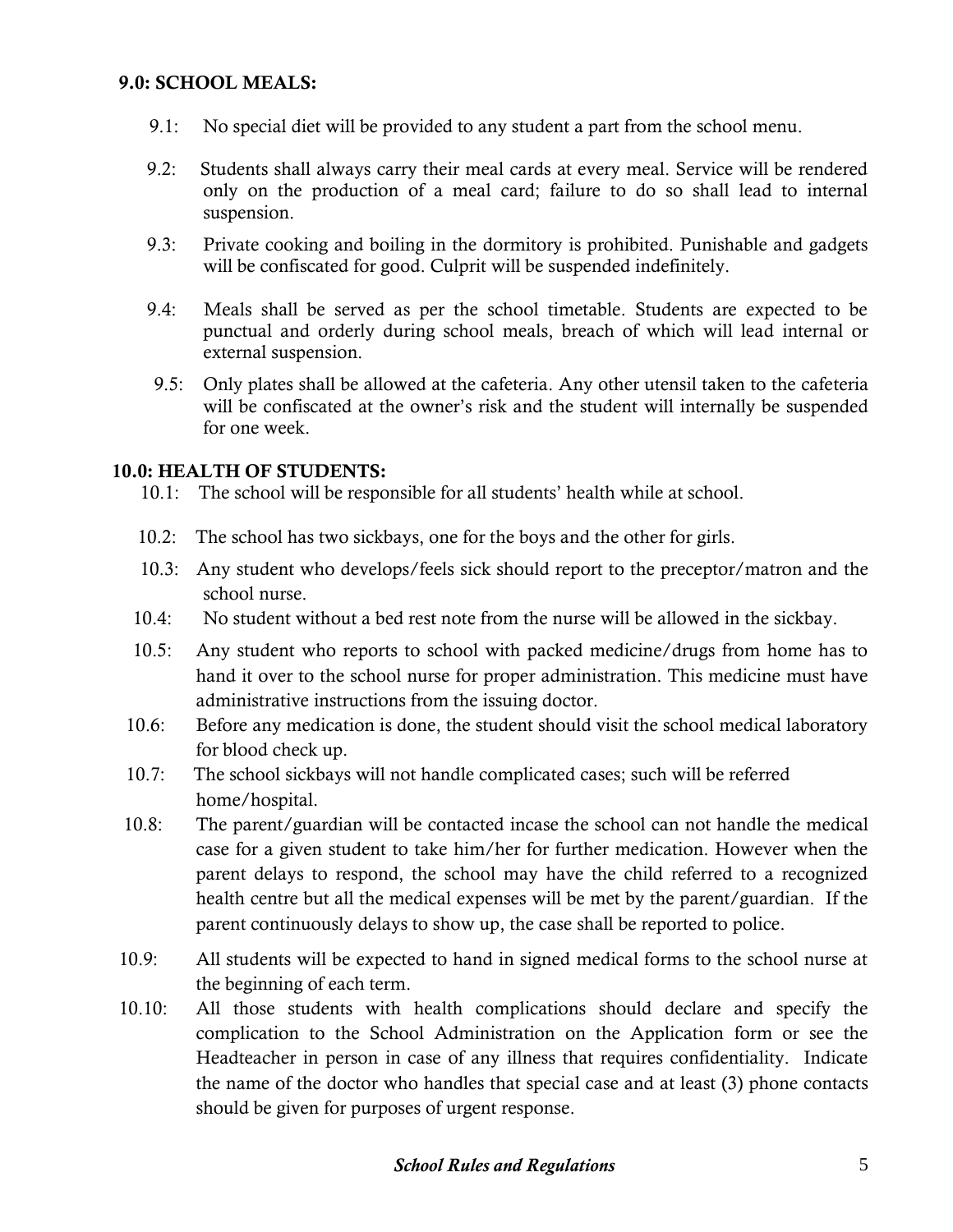## 9.0: SCHOOL MEALS:

9.1: No special diet will be provided to any student a part from the school menu.

9.2: Students shall always carry their meal cards at every meal. Service will be rendered only on the production of a meal card; failure to do so shall lead to internal suspension.

9.3: Private cooking and boiling in the dormitory is prohibited. Punishable and gadgets will be confiscated for good. Culprit will be suspended indefinitely.

9.4: Meals shall be served as per the school timetable. Students are expected to be punctual and orderly during school meals, breach of which will lead internal or external suspension.

9.5: Only plates shall be allowed at the cafeteria. Any other utensil taken to the cafeteria will be confiscated at the owner's risk and the student will internally be suspended for one week.

## 10.0: HEALTH OF STUDENTS:

10.1: The school will be responsible for all students' health while at school.

10.2: The school has two sickbays, one for the boys and the other for girls.

10.3: Any student who develops/feels sick should report to the preceptor/matron and the school nurse.

10.4: No student without a bed rest note from the nurse will be allowed in the sickbay.

10.5: Any student who reports to school with packed medicine/drugs from home has to hand it over to the school nurse for proper administration. This medicine must have administrative instructions from the issuing doctor.

10.6: Before any medication is done, the student should visit the school medical laboratory for blood check up.

10.7: The school sickbays will not handle complicated cases; such will be referred home/hospital.

10.8: The parent/guardian will be contacted incase the school can not handle the medical case for a given student to take him/her for further medication. However when the parent delays to respond, the school may have the child referred to a recognized health centre but all the medical expenses will be met by the parent/guardian. If the parent continuously delays to show up, the case shall be reported to police.

10.9: All students will be expected to hand in signed medical forms to the school nurse at the beginning of each term.

10.10: All those students with health complications should declare and specify the complication to the School Administration on the Application form or see the Headteacher in person in case of any illness that requires confidentiality. Indicate the name of the doctor who handles that special case and at least (3) phone contacts should be given for purposes of urgent response.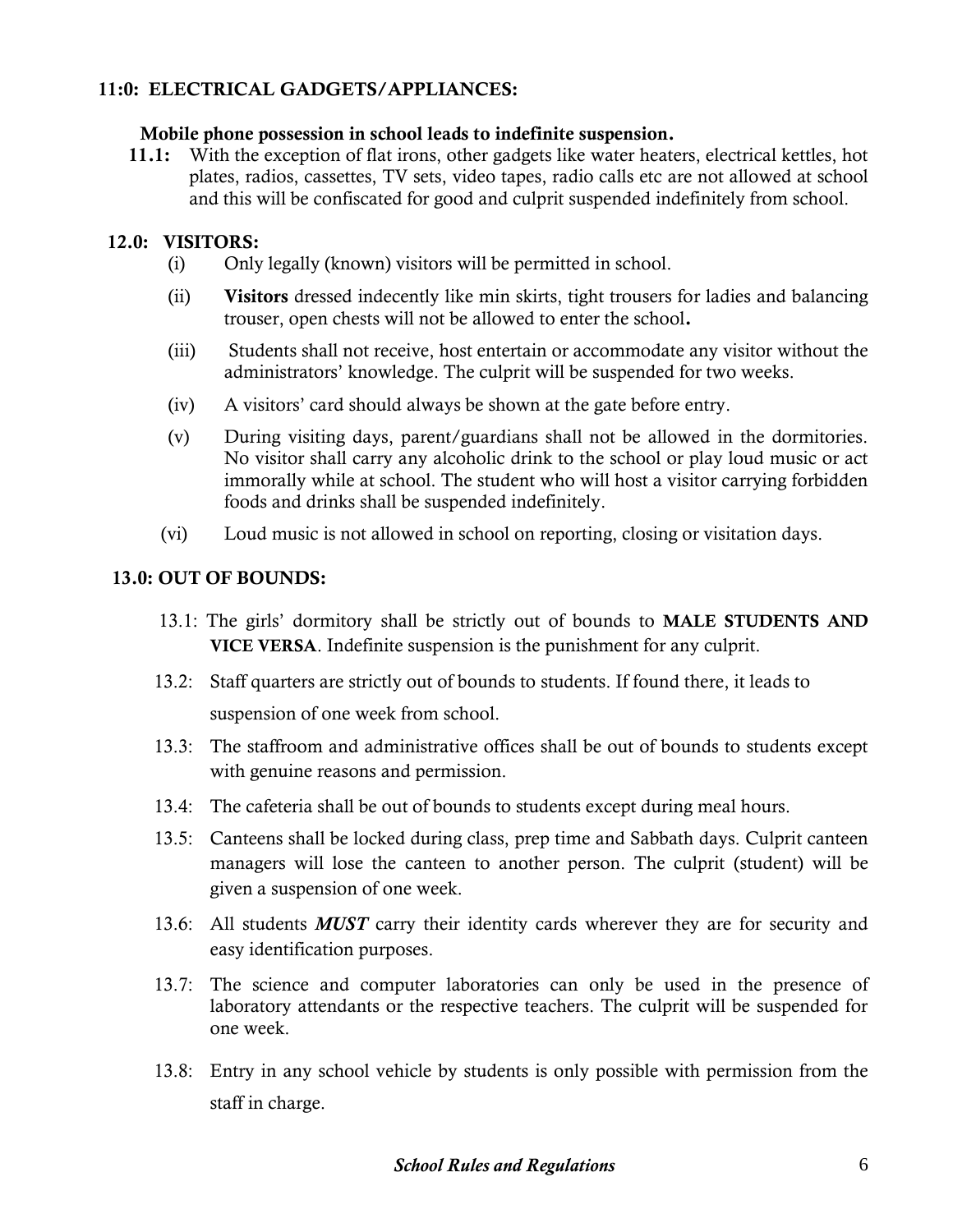## 11:0: ELECTRICAL GADGETS/APPLIANCES:

**Mobile phone possession in school leads to indefinite suspension.**

**11.1:** With the exception of flat irons, other gadgets like water heaters, electrical kettles, hot plates, radios, cassettes, TV sets, video tapes, radio calls etc are not allowed at school and this will be confiscated for good and culprit suspended indefinitely from school.

## 12.0: VISITORS:

(i) Only legally (known) visitors will be permitted in school.

(ii) **Visitors** dressed indecently like min skirts, tight trousers for ladies and balancing trouser, open chests will not be allowed to enter the school**.**

(iii) Students shall not receive, host entertain or accommodate any visitor without the administrators' knowledge. The culprit will be suspended for two weeks.

(iv) A visitors' card should always be shown at the gate before entry.

(v) During visiting days, parent/guardians shall not be allowed in the dormitories. No visitor shall carry any alcoholic drink to the school or play loud music or act immorally while at school. The student who will host a visitor carrying forbidden foods and drinks shall be suspended indefinitely.

(vi) Loud music is not allowed in school on reporting, closing or visitation days.

## 13.0: OUT OF BOUNDS:

13.1: The girls' dormitory shall be strictly out of bounds to **MALE STUDENTS AND VICE VERSA**. Indefinite suspension is the punishment for any culprit.

13.2: Staff quarters are strictly out of bounds to students. If found there, it leads to suspension of one week from school.

13.3: The staffroom and administrative offices shall be out of bounds to students except with genuine reasons and permission.

13.4: The cafeteria shall be out of bounds to students except during meal hours.

13.5: Canteens shall be locked during class, prep time and Sabbath days. Culprit canteen managers will lose the canteen to another person. The culprit (student) will be given a suspension of one week.

13.6: All students ***MUST*** carry their identity cards wherever they are for security and easy identification purposes.

13.7: The science and computer laboratories can only be used in the presence of laboratory attendants or the respective teachers. The culprit will be suspended for one week.

13.8: Entry in any school vehicle by students is only possible with permission from the staff in charge.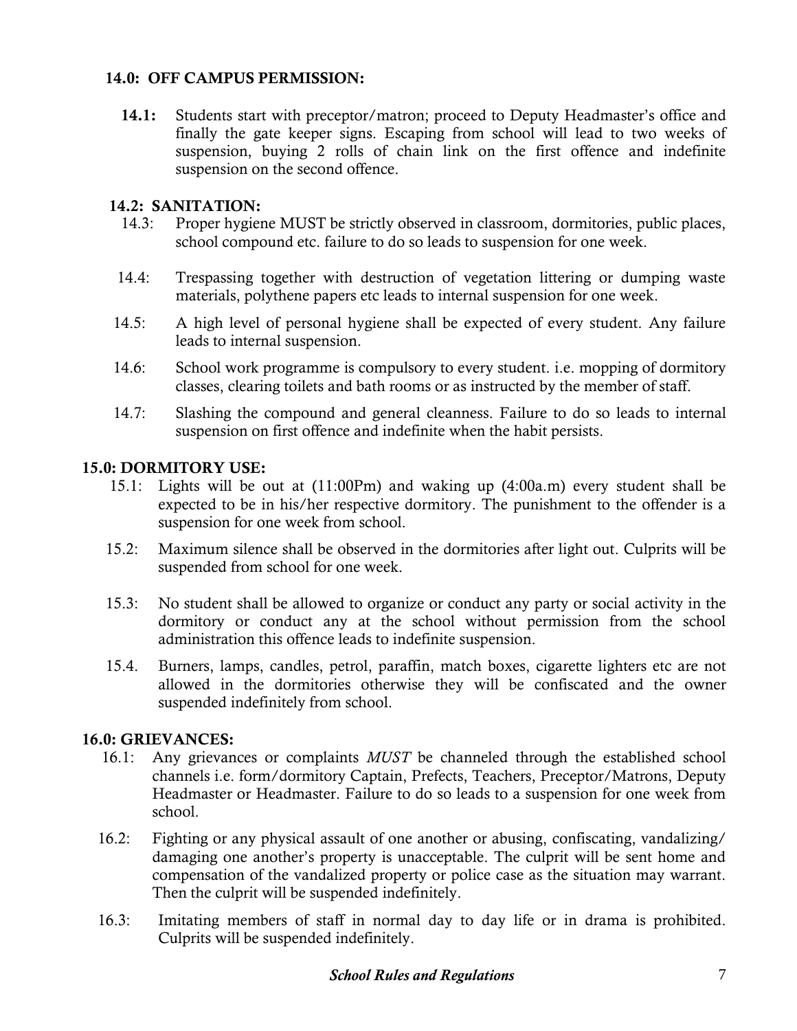### 14.0: OFF CAMPUS PERMISSION:

**14.1:** Students start with preceptor/matron; proceed to Deputy Headmaster's office and finally the gate keeper signs. Escaping from school will lead to two weeks of suspension, buying 2 rolls of chain link on the first offence and indefinite suspension on the second offence.

### 14.2: SANITATION:

14.3: Proper hygiene MUST be strictly observed in classroom, dormitories, public places, school compound etc. failure to do so leads to suspension for one week.

14.4: Trespassing together with destruction of vegetation littering or dumping waste materials, polythene papers etc leads to internal suspension for one week.

14.5: A high level of personal hygiene shall be expected of every student. Any failure leads to internal suspension.

14.6: School work programme is compulsory to every student. i.e. mopping of dormitory classes, clearing toilets and bath rooms or as instructed by the member of staff.

14.7: Slashing the compound and general cleanness. Failure to do so leads to internal suspension on first offence and indefinite when the habit persists.

### 15.0: DORMITORY USE:

15.1: Lights will be out at (11:00Pm) and waking up (4:00a.m) every student shall be expected to be in his/her respective dormitory. The punishment to the offender is a suspension for one week from school.

15.2: Maximum silence shall be observed in the dormitories after light out. Culprits will be suspended from school for one week.

15.3: No student shall be allowed to organize or conduct any party or social activity in the dormitory or conduct any at the school without permission from the school administration this offence leads to indefinite suspension.

15.4. Burners, lamps, candles, petrol, paraffin, match boxes, cigarette lighters etc are not allowed in the dormitories otherwise they will be confiscated and the owner suspended indefinitely from school.

### 16.0: GRIEVANCES:

16.1: Any grievances or complaints *MUST* be channeled through the established school channels i.e. form/dormitory Captain, Prefects, Teachers, Preceptor/Matrons, Deputy Headmaster or Headmaster. Failure to do so leads to a suspension for one week from school.

16.2: Fighting or any physical assault of one another or abusing, confiscating, vandalizing/ damaging one another's property is unacceptable. The culprit will be sent home and compensation of the vandalized property or police case as the situation may warrant. Then the culprit will be suspended indefinitely.

16.3: Imitating members of staff in normal day to day life or in drama is prohibited. Culprits will be suspended indefinitely.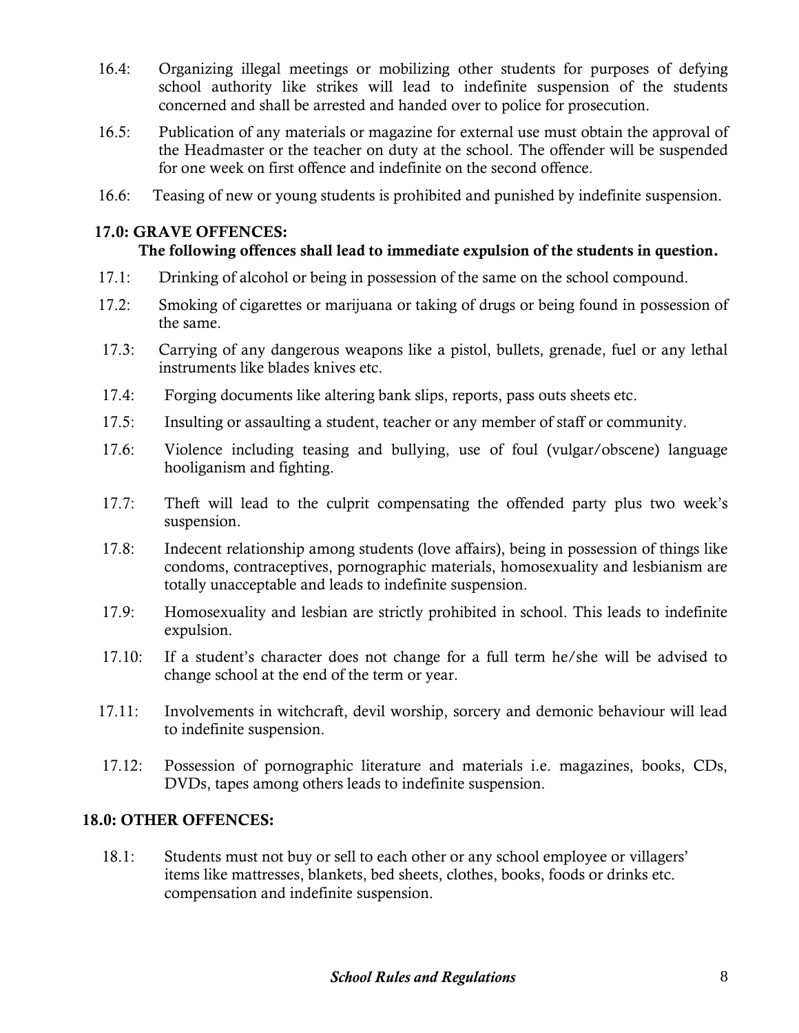16.4: Organizing illegal meetings or mobilizing other students for purposes of defying school authority like strikes will lead to indefinite suspension of the students concerned and shall be arrested and handed over to police for prosecution.

16.5: Publication of any materials or magazine for external use must obtain the approval of the Headmaster or the teacher on duty at the school. The offender will be suspended for one week on first offence and indefinite on the second offence.

16.6: Teasing of new or young students is prohibited and punished by indefinite suspension.

## 17.0: GRAVE OFFENCES:

**The following offences shall lead to immediate expulsion of the students in question.**

17.1: Drinking of alcohol or being in possession of the same on the school compound.

17.2: Smoking of cigarettes or marijuana or taking of drugs or being found in possession of the same.

17.3: Carrying of any dangerous weapons like a pistol, bullets, grenade, fuel or any lethal instruments like blades knives etc.

17.4: Forging documents like altering bank slips, reports, pass outs sheets etc.

17.5: Insulting or assaulting a student, teacher or any member of staff or community.

17.6: Violence including teasing and bullying, use of foul (vulgar/obscene) language hooliganism and fighting.

17.7: Theft will lead to the culprit compensating the offended party plus two week's suspension.

17.8: Indecent relationship among students (love affairs), being in possession of things like condoms, contraceptives, pornographic materials, homosexuality and lesbianism are totally unacceptable and leads to indefinite suspension.

17.9: Homosexuality and lesbian are strictly prohibited in school. This leads to indefinite expulsion.

17.10: If a student's character does not change for a full term he/she will be advised to change school at the end of the term or year.

17.11: Involvements in witchcraft, devil worship, sorcery and demonic behaviour will lead to indefinite suspension.

17.12: Possession of pornographic literature and materials i.e. magazines, books, CDs, DVDs, tapes among others leads to indefinite suspension.

## 18.0: OTHER OFFENCES:

18.1: Students must not buy or sell to each other or any school employee or villagers' items like mattresses, blankets, bed sheets, clothes, books, foods or drinks etc. compensation and indefinite suspension.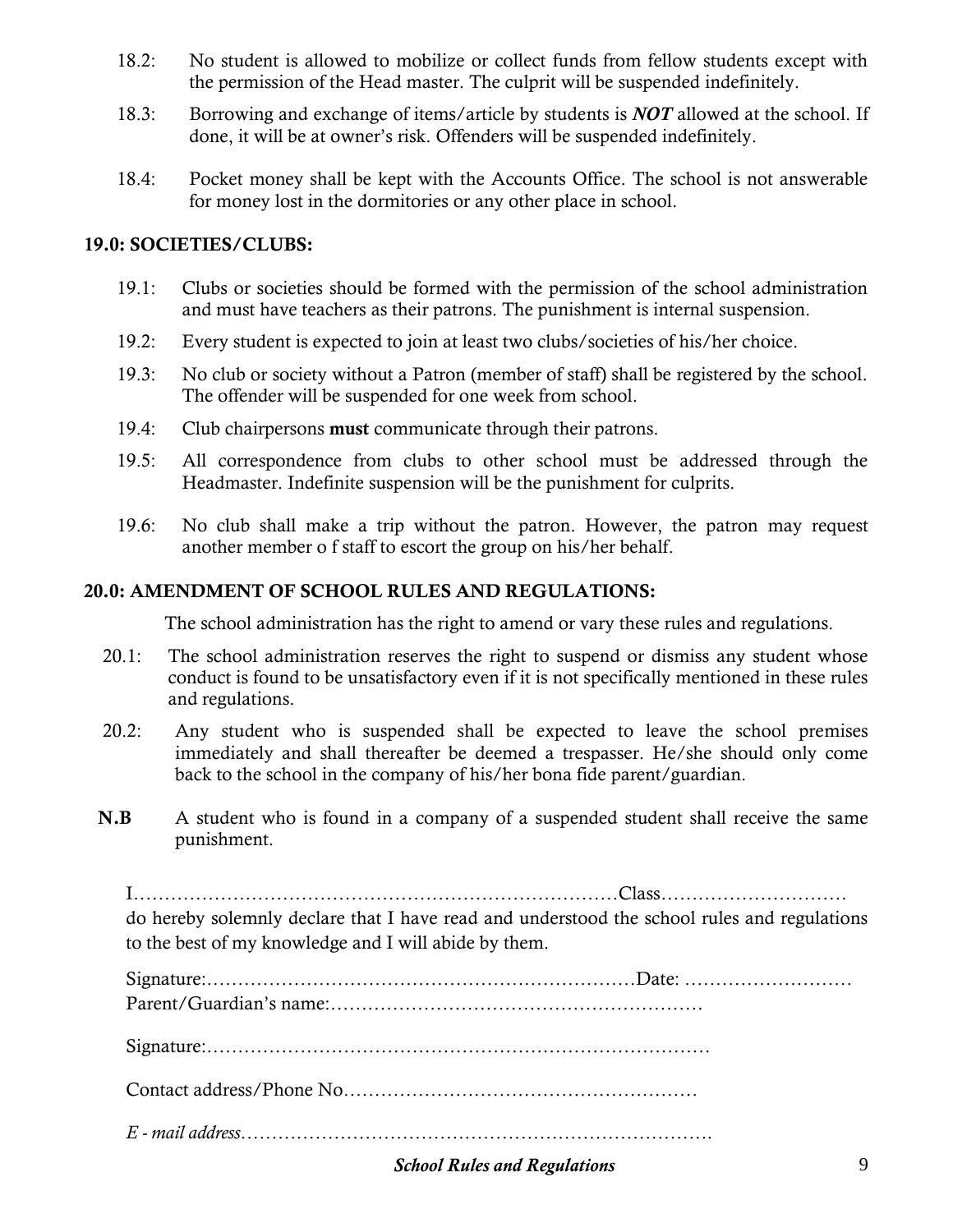18.2: No student is allowed to mobilize or collect funds from fellow students except with the permission of the Head master. The culprit will be suspended indefinitely.

18.3: Borrowing and exchange of items/article by students is ***NOT*** allowed at the school. If done, it will be at owner's risk. Offenders will be suspended indefinitely.

18.4: Pocket money shall be kept with the Accounts Office. The school is not answerable for money lost in the dormitories or any other place in school.

## 19.0: SOCIETIES/CLUBS:

19.1: Clubs or societies should be formed with the permission of the school administration and must have teachers as their patrons. The punishment is internal suspension.

19.2: Every student is expected to join at least two clubs/societies of his/her choice.

19.3: No club or society without a Patron (member of staff) shall be registered by the school. The offender will be suspended for one week from school.

19.4: Club chairpersons **must** communicate through their patrons.

19.5: All correspondence from clubs to other school must be addressed through the Headmaster. Indefinite suspension will be the punishment for culprits.

19.6: No club shall make a trip without the patron. However, the patron may request another member o f staff to escort the group on his/her behalf.

## 20.0: AMENDMENT OF SCHOOL RULES AND REGULATIONS:

The school administration has the right to amend or vary these rules and regulations.

20.1: The school administration reserves the right to suspend or dismiss any student whose conduct is found to be unsatisfactory even if it is not specifically mentioned in these rules and regulations.

20.2: Any student who is suspended shall be expected to leave the school premises immediately and shall thereafter be deemed a trespasser. He/she should only come back to the school in the company of his/her bona fide parent/guardian.

**N.B** A student who is found in a company of a suspended student shall receive the same punishment.

I……………………………………………………………………Class…………………………
do hereby solemnly declare that I have read and understood the school rules and regulations to the best of my knowledge and I will abide by them.

Signature:……………………………………………………………Date: ………………………
Parent/Guardian's name:……………………………………………………

Signature:………………………………………………………………………

Contact address/Phone No…………………………………………………

*E - mail address*…………………………………………………………………